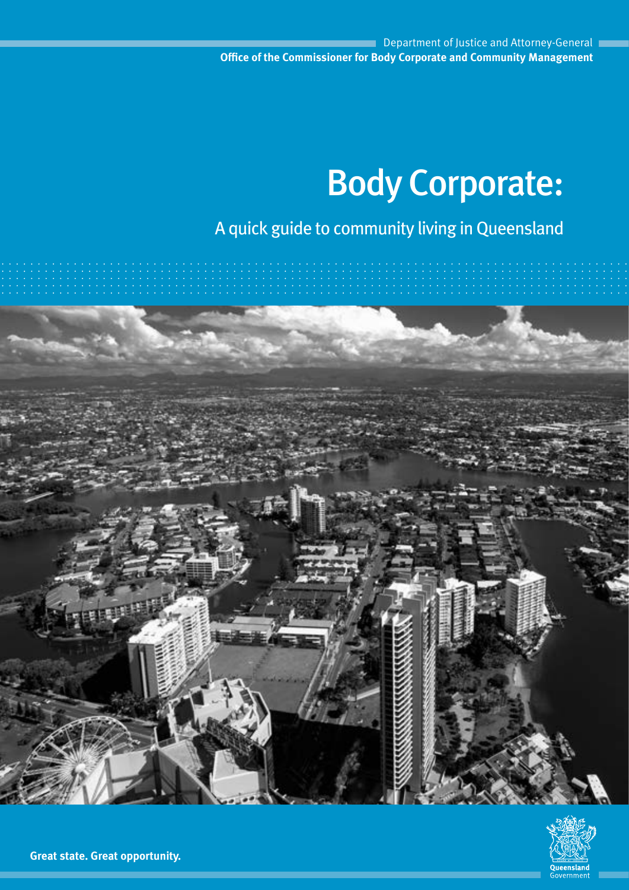Department of Justice and Attorney-General

**Office of the Commissioner for Body Corporate and Community Management**

# Body Corporate:

## A quick guide to community living in Queensland

**Great state. Great opportunity.**

Queensland Government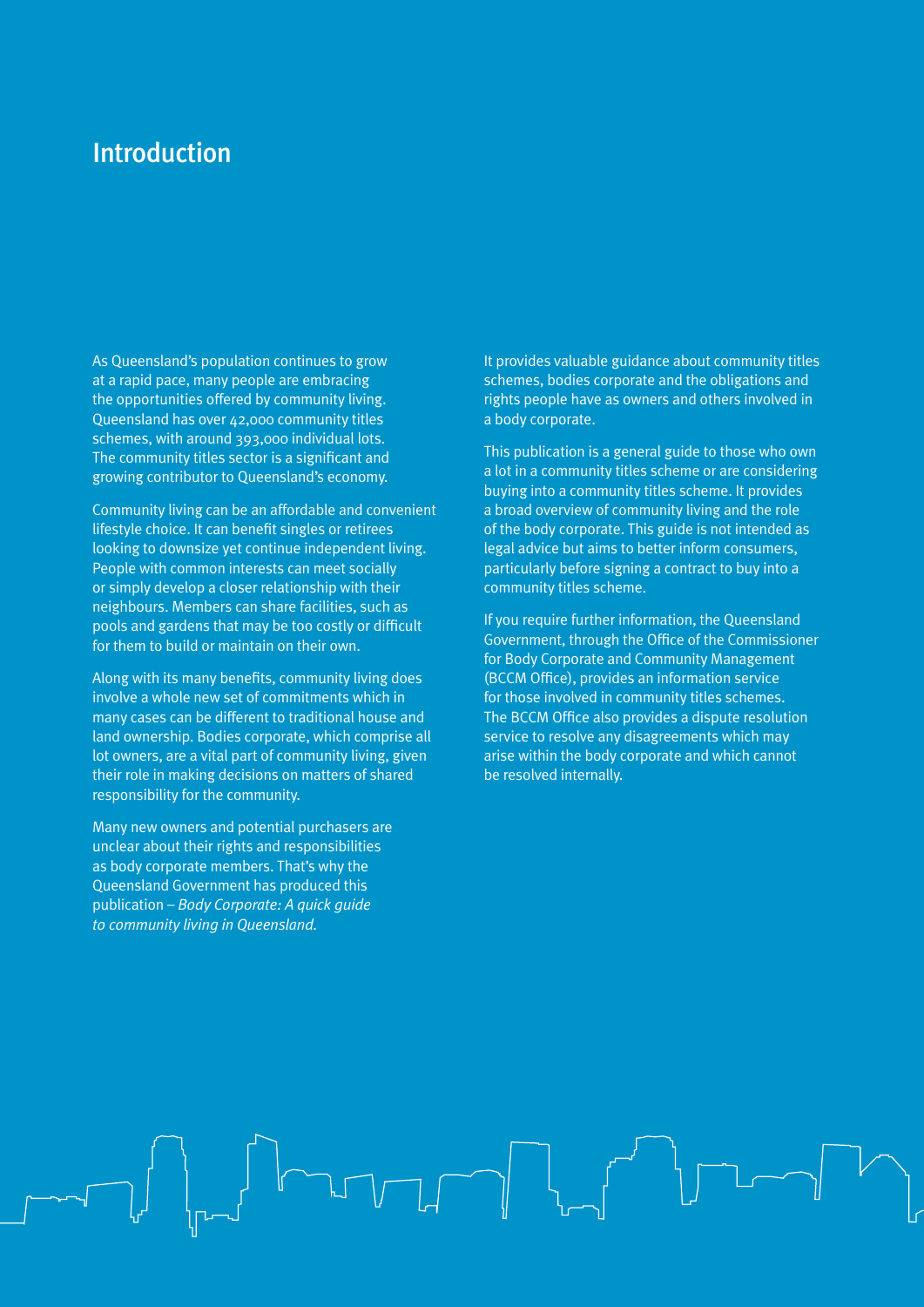# Introduction

As Queensland's population continues to grow at a rapid pace, many people are embracing the opportunities offered by community living. Queensland has over 42,000 community titles schemes, with around 393,000 individual lots. The community titles sector is a significant and growing contributor to Queensland's economy.

Community living can be an affordable and convenient lifestyle choice. It can benefit singles or retirees looking to downsize yet continue independent living. People with common interests can meet socially or simply develop a closer relationship with their neighbours. Members can share facilities, such as pools and gardens that may be too costly or difficult for them to build or maintain on their own.

Along with its many benefits, community living does involve a whole new set of commitments which in many cases can be different to traditional house and land ownership. Bodies corporate, which comprise all lot owners, are a vital part of community living, given their role in making decisions on matters of shared responsibility for the community.

Many new owners and potential purchasers are unclear about their rights and responsibilities as body corporate members. That's why the Queensland Government has produced this publication – *Body Corporate: A quick guide to community living in Queensland.*

It provides valuable guidance about community titles schemes, bodies corporate and the obligations and rights people have as owners and others involved in a body corporate.

This publication is a general guide to those who own a lot in a community titles scheme or are considering buying into a community titles scheme. It provides a broad overview of community living and the role of the body corporate. This guide is not intended as legal advice but aims to better inform consumers, particularly before signing a contract to buy into a community titles scheme.

If you require further information, the Queensland Government, through the Office of the Commissioner for Body Corporate and Community Management (BCCM Office), provides an information service for those involved in community titles schemes. The BCCM Office also provides a dispute resolution service to resolve any disagreements which may arise within the body corporate and which cannot be resolved internally.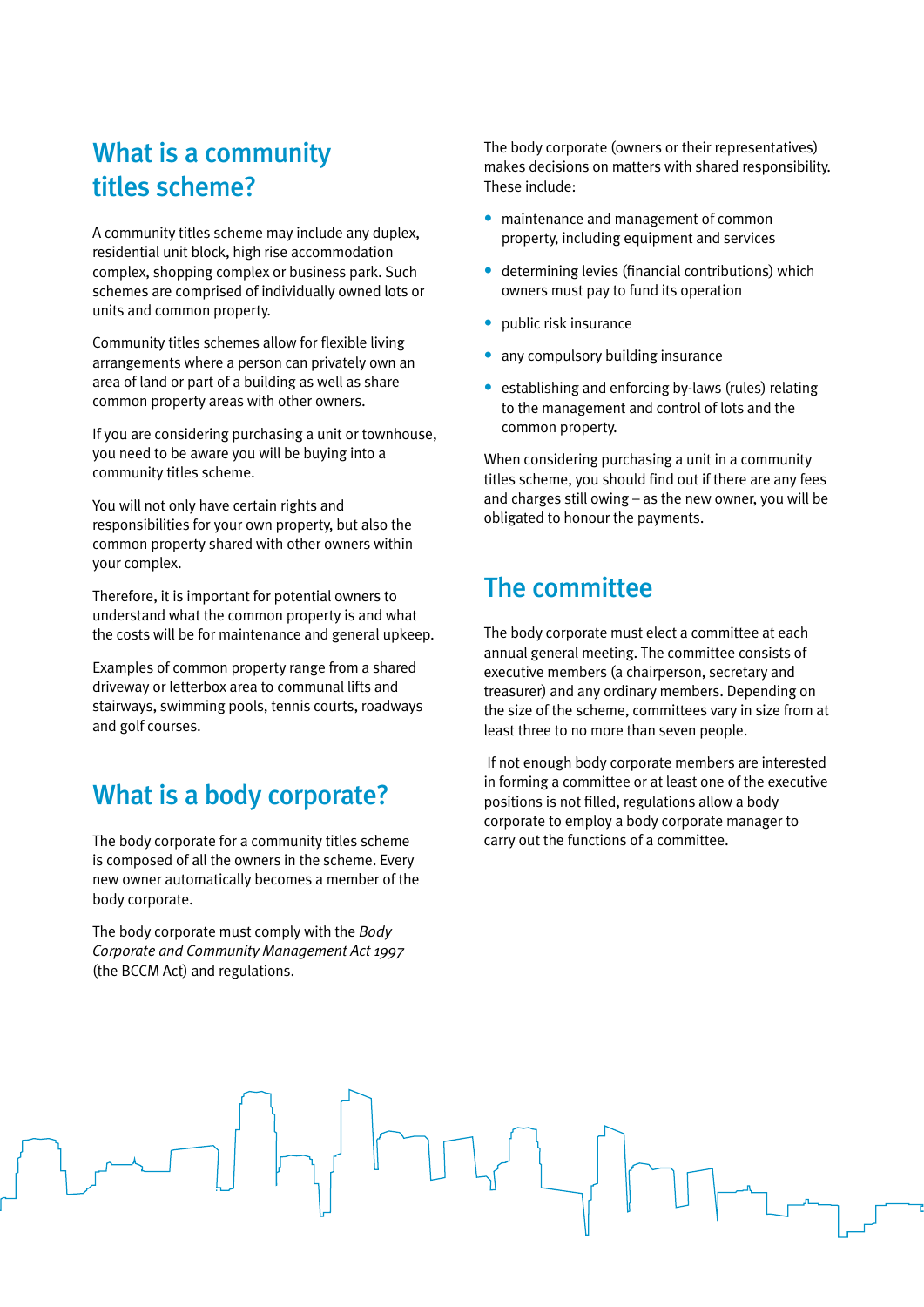## What is a community titles scheme?

A community titles scheme may include any duplex, residential unit block, high rise accommodation complex, shopping complex or business park. Such schemes are comprised of individually owned lots or units and common property.

Community titles schemes allow for flexible living arrangements where a person can privately own an area of land or part of a building as well as share common property areas with other owners.

If you are considering purchasing a unit or townhouse, you need to be aware you will be buying into a community titles scheme.

You will not only have certain rights and responsibilities for your own property, but also the common property shared with other owners within your complex.

Therefore, it is important for potential owners to understand what the common property is and what the costs will be for maintenance and general upkeep.

Examples of common property range from a shared driveway or letterbox area to communal lifts and stairways, swimming pools, tennis courts, roadways and golf courses.

## What is a body corporate?

The body corporate for a community titles scheme is composed of all the owners in the scheme. Every new owner automatically becomes a member of the body corporate.

The body corporate must comply with the *Body Corporate and Community Management Act 1997* (the BCCM Act) and regulations.

The body corporate (owners or their representatives) makes decisions on matters with shared responsibility. These include:

- maintenance and management of common property, including equipment and services
- determining levies (financial contributions) which owners must pay to fund its operation
- public risk insurance
- any compulsory building insurance
- establishing and enforcing by-laws (rules) relating to the management and control of lots and the common property.

When considering purchasing a unit in a community titles scheme, you should find out if there are any fees and charges still owing – as the new owner, you will be obligated to honour the payments.

## The committee

The body corporate must elect a committee at each annual general meeting. The committee consists of executive members (a chairperson, secretary and treasurer) and any ordinary members. Depending on the size of the scheme, committees vary in size from at least three to no more than seven people.

If not enough body corporate members are interested in forming a committee or at least one of the executive positions is not filled, regulations allow a body corporate to employ a body corporate manager to carry out the functions of a committee.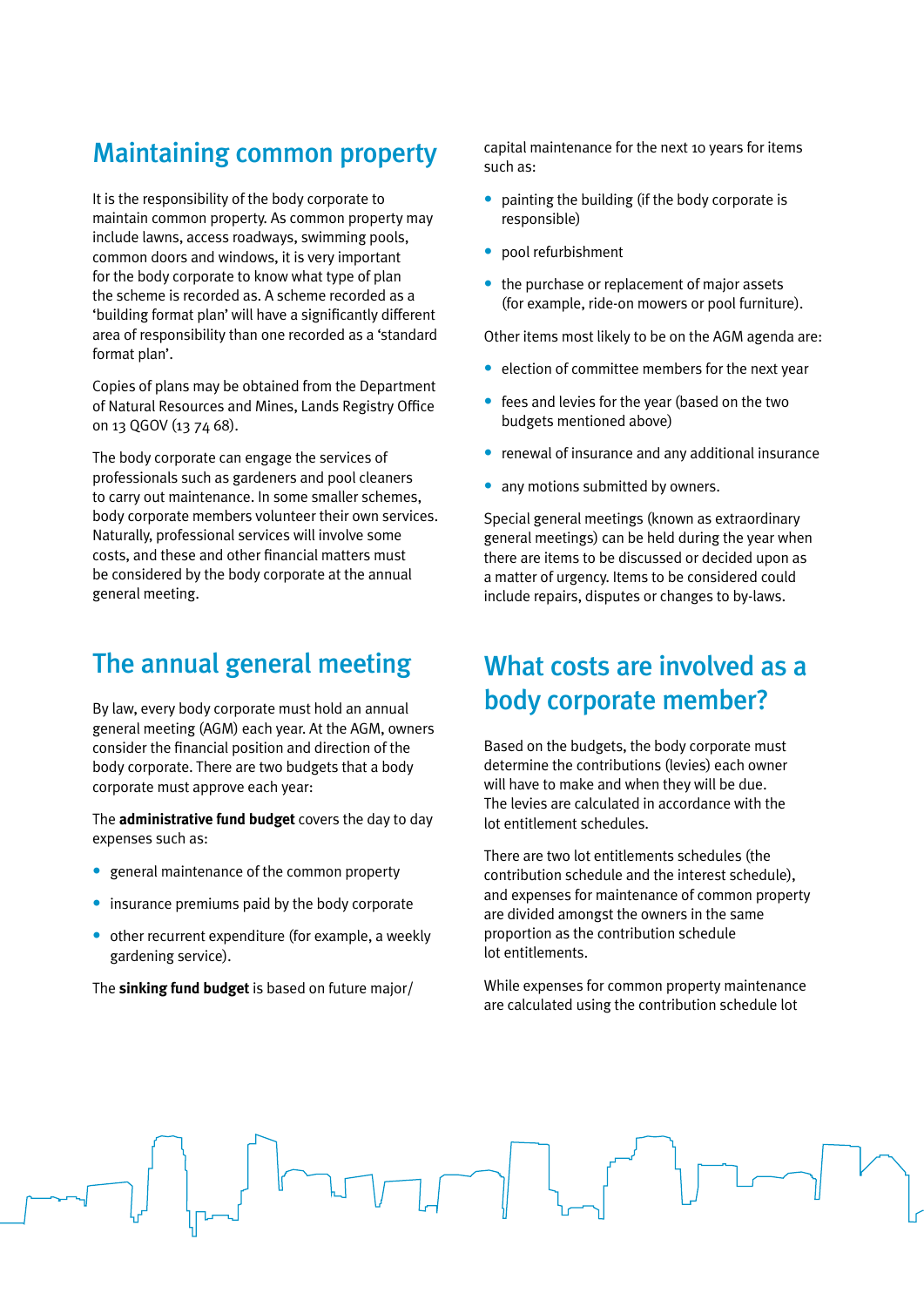## Maintaining common property

It is the responsibility of the body corporate to maintain common property. As common property may include lawns, access roadways, swimming pools, common doors and windows, it is very important for the body corporate to know what type of plan the scheme is recorded as. A scheme recorded as a 'building format plan' will have a significantly different area of responsibility than one recorded as a 'standard format plan'.

Copies of plans may be obtained from the Department of Natural Resources and Mines, Lands Registry Office on 13 QGOV (13 74 68).

The body corporate can engage the services of professionals such as gardeners and pool cleaners to carry out maintenance. In some smaller schemes, body corporate members volunteer their own services. Naturally, professional services will involve some costs, and these and other financial matters must be considered by the body corporate at the annual general meeting.

## The annual general meeting

By law, every body corporate must hold an annual general meeting (AGM) each year. At the AGM, owners consider the financial position and direction of the body corporate. There are two budgets that a body corporate must approve each year:

The **administrative fund budget** covers the day to day expenses such as:

- general maintenance of the common property
- insurance premiums paid by the body corporate
- other recurrent expenditure (for example, a weekly gardening service).

The **sinking fund budget** is based on future major/capital maintenance for the next 10 years for items such as:

- painting the building (if the body corporate is responsible)
- pool refurbishment
- the purchase or replacement of major assets (for example, ride-on mowers or pool furniture).

Other items most likely to be on the AGM agenda are:

- election of committee members for the next year
- fees and levies for the year (based on the two budgets mentioned above)
- renewal of insurance and any additional insurance
- any motions submitted by owners.

Special general meetings (known as extraordinary general meetings) can be held during the year when there are items to be discussed or decided upon as a matter of urgency. Items to be considered could include repairs, disputes or changes to by-laws.

## What costs are involved as a body corporate member?

Based on the budgets, the body corporate must determine the contributions (levies) each owner will have to make and when they will be due. The levies are calculated in accordance with the lot entitlement schedules.

There are two lot entitlements schedules (the contribution schedule and the interest schedule), and expenses for maintenance of common property are divided amongst the owners in the same proportion as the contribution schedule lot entitlements.

While expenses for common property maintenance are calculated using the contribution schedule lot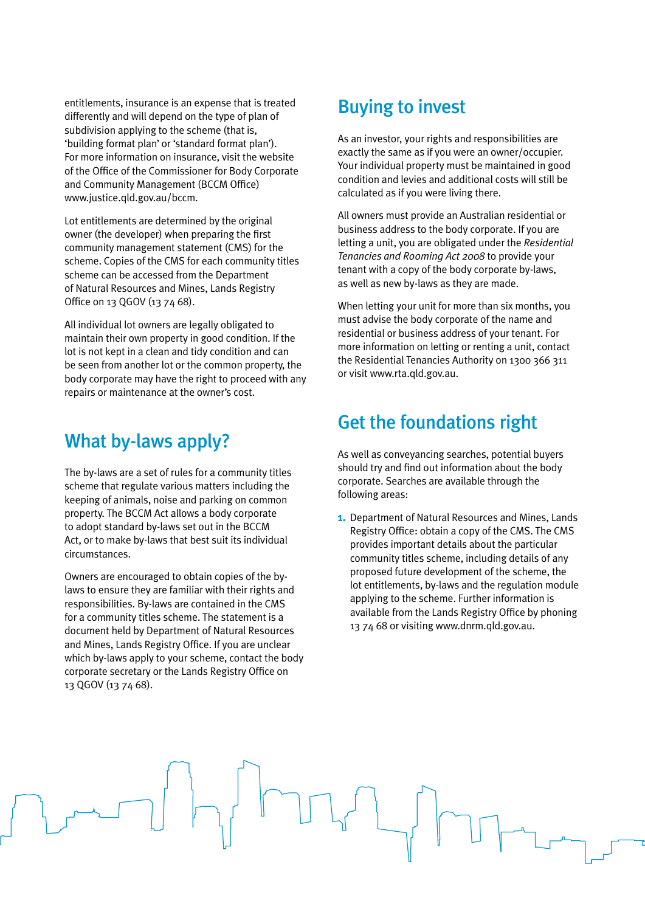entitlements, insurance is an expense that is treated differently and will depend on the type of plan of subdivision applying to the scheme (that is, 'building format plan' or 'standard format plan'). For more information on insurance, visit the website of the Office of the Commissioner for Body Corporate and Community Management (BCCM Office) www.justice.qld.gov.au/bccm.

Lot entitlements are determined by the original owner (the developer) when preparing the first community management statement (CMS) for the scheme. Copies of the CMS for each community titles scheme can be accessed from the Department of Natural Resources and Mines, Lands Registry Office on 13 QGOV (13 74 68).

All individual lot owners are legally obligated to maintain their own property in good condition. If the lot is not kept in a clean and tidy condition and can be seen from another lot or the common property, the body corporate may have the right to proceed with any repairs or maintenance at the owner's cost.

## What by-laws apply?

The by-laws are a set of rules for a community titles scheme that regulate various matters including the keeping of animals, noise and parking on common property. The BCCM Act allows a body corporate to adopt standard by-laws set out in the BCCM Act, or to make by-laws that best suit its individual circumstances.

Owners are encouraged to obtain copies of the by-laws to ensure they are familiar with their rights and responsibilities. By-laws are contained in the CMS for a community titles scheme. The statement is a document held by Department of Natural Resources and Mines, Lands Registry Office. If you are unclear which by-laws apply to your scheme, contact the body corporate secretary or the Lands Registry Office on 13 QGOV (13 74 68).

## Buying to invest

As an investor, your rights and responsibilities are exactly the same as if you were an owner/occupier. Your individual property must be maintained in good condition and levies and additional costs will still be calculated as if you were living there.

All owners must provide an Australian residential or business address to the body corporate. If you are letting a unit, you are obligated under the *Residential Tenancies and Rooming Act 2008* to provide your tenant with a copy of the body corporate by-laws, as well as new by-laws as they are made.

When letting your unit for more than six months, you must advise the body corporate of the name and residential or business address of your tenant. For more information on letting or renting a unit, contact the Residential Tenancies Authority on 1300 366 311 or visit www.rta.qld.gov.au.

## Get the foundations right

As well as conveyancing searches, potential buyers should try and find out information about the body corporate. Searches are available through the following areas:

1. Department of Natural Resources and Mines, Lands Registry Office: obtain a copy of the CMS. The CMS provides important details about the particular community titles scheme, including details of any proposed future development of the scheme, the lot entitlements, by-laws and the regulation module applying to the scheme. Further information is available from the Lands Registry Office by phoning 13 74 68 or visiting www.dnrm.qld.gov.au.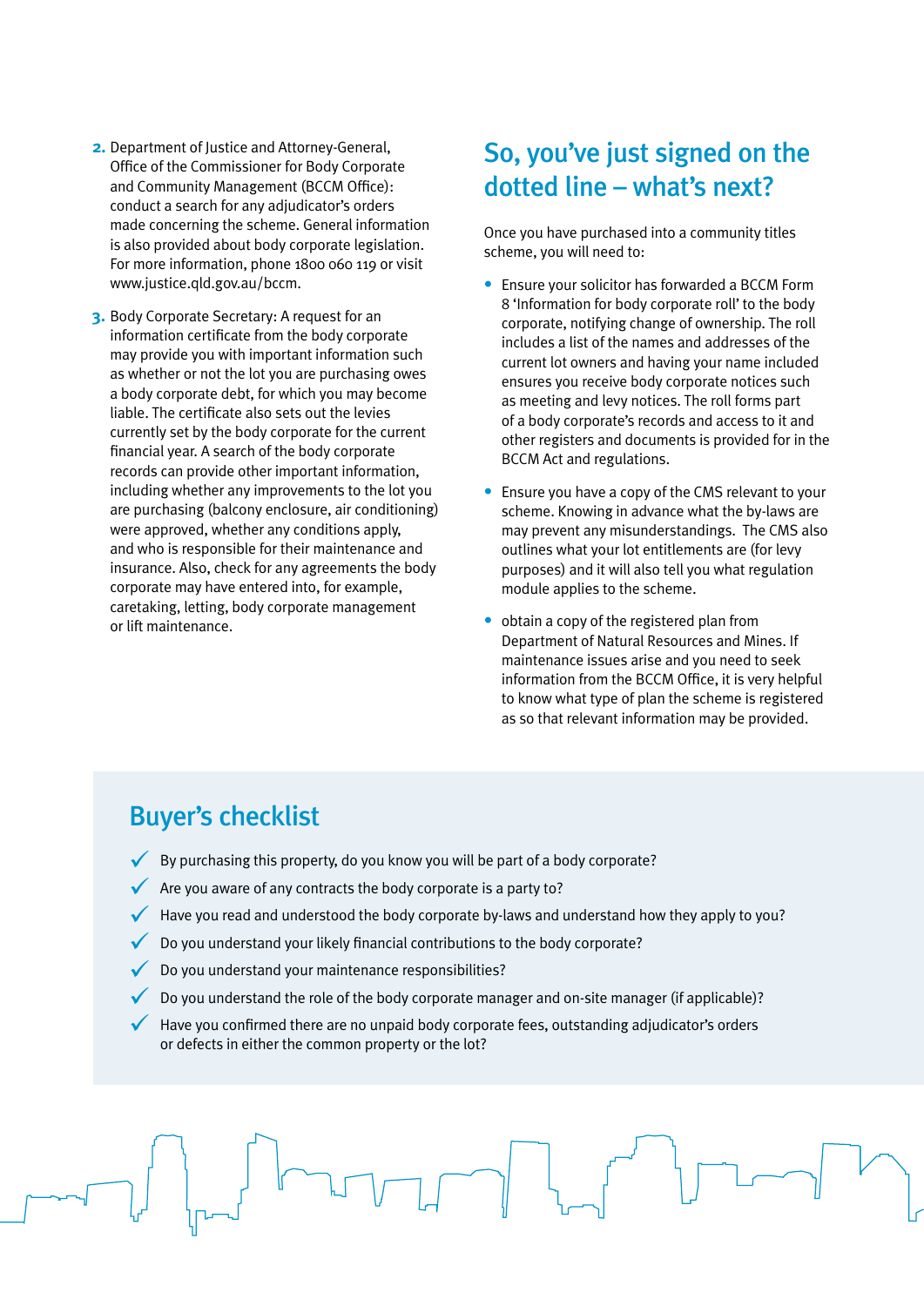2. Department of Justice and Attorney-General, Office of the Commissioner for Body Corporate and Community Management (BCCM Office): conduct a search for any adjudicator's orders made concerning the scheme. General information is also provided about body corporate legislation. For more information, phone 1800 060 119 or visit www.justice.qld.gov.au/bccm.

3. Body Corporate Secretary: A request for an information certificate from the body corporate may provide you with important information such as whether or not the lot you are purchasing owes a body corporate debt, for which you may become liable. The certificate also sets out the levies currently set by the body corporate for the current financial year. A search of the body corporate records can provide other important information, including whether any improvements to the lot you are purchasing (balcony enclosure, air conditioning) were approved, whether any conditions apply, and who is responsible for their maintenance and insurance. Also, check for any agreements the body corporate may have entered into, for example, caretaking, letting, body corporate management or lift maintenance.

## So, you've just signed on the dotted line – what's next?

Once you have purchased into a community titles scheme, you will need to:

- Ensure your solicitor has forwarded a BCCM Form 8 'Information for body corporate roll' to the body corporate, notifying change of ownership. The roll includes a list of the names and addresses of the current lot owners and having your name included ensures you receive body corporate notices such as meeting and levy notices. The roll forms part of a body corporate's records and access to it and other registers and documents is provided for in the BCCM Act and regulations.
- Ensure you have a copy of the CMS relevant to your scheme. Knowing in advance what the by-laws are may prevent any misunderstandings. The CMS also outlines what your lot entitlements are (for levy purposes) and it will also tell you what regulation module applies to the scheme.
- obtain a copy of the registered plan from Department of Natural Resources and Mines. If maintenance issues arise and you need to seek information from the BCCM Office, it is very helpful to know what type of plan the scheme is registered as so that relevant information may be provided.

## Buyer's checklist

- ✓ By purchasing this property, do you know you will be part of a body corporate?
- ✓ Are you aware of any contracts the body corporate is a party to?
- ✓ Have you read and understood the body corporate by-laws and understand how they apply to you?
- ✓ Do you understand your likely financial contributions to the body corporate?
- ✓ Do you understand your maintenance responsibilities?
- ✓ Do you understand the role of the body corporate manager and on-site manager (if applicable)?
- ✓ Have you confirmed there are no unpaid body corporate fees, outstanding adjudicator's orders or defects in either the common property or the lot?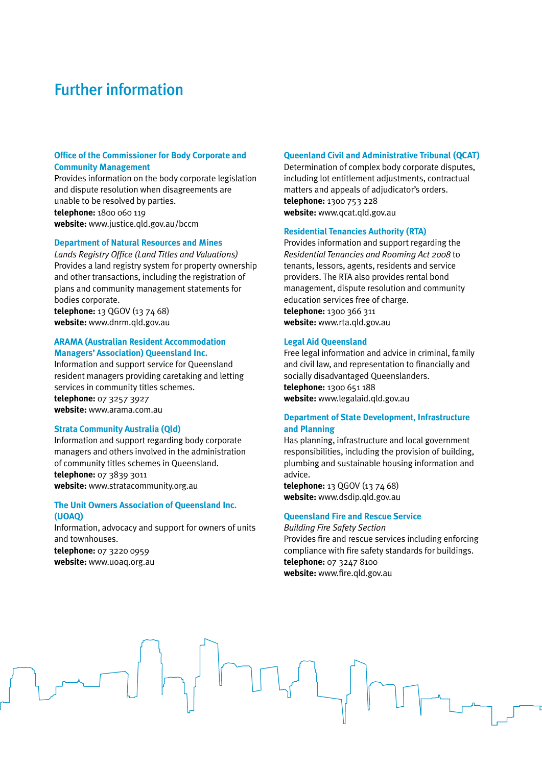# Further information

### Office of the Commissioner for Body Corporate and Community Management

Provides information on the body corporate legislation and dispute resolution when disagreements are unable to be resolved by parties.
**telephone:** 1800 060 119
**website:** www.justice.qld.gov.au/bccm

### Department of Natural Resources and Mines

*Lands Registry Office (Land Titles and Valuations)*
Provides a land registry system for property ownership and other transactions, including the registration of plans and community management statements for bodies corporate.
**telephone:** 13 QGOV (13 74 68)
**website:** www.dnrm.qld.gov.au

### ARAMA (Australian Resident Accommodation Managers' Association) Queensland Inc.

Information and support service for Queensland resident managers providing caretaking and letting services in community titles schemes.
**telephone:** 07 3257 3927
**website:** www.arama.com.au

### Strata Community Australia (Qld)

Information and support regarding body corporate managers and others involved in the administration of community titles schemes in Queensland.
**telephone:** 07 3839 3011
**website:** www.stratacommunity.org.au

### The Unit Owners Association of Queensland Inc. (UOAQ)

Information, advocacy and support for owners of units and townhouses.
**telephone:** 07 3220 0959
**website:** www.uoaq.org.au

### Queensland Civil and Administrative Tribunal (QCAT)

Determination of complex body corporate disputes, including lot entitlement adjustments, contractual matters and appeals of adjudicator's orders.
**telephone:** 1300 753 228
**website:** www.qcat.qld.gov.au

### Residential Tenancies Authority (RTA)

Provides information and support regarding the *Residential Tenancies and Rooming Act 2008* to tenants, lessors, agents, residents and service providers. The RTA also provides rental bond management, dispute resolution and community education services free of charge.
**telephone:** 1300 366 311
**website:** www.rta.qld.gov.au

### Legal Aid Queensland

Free legal information and advice in criminal, family and civil law, and representation to financially and socially disadvantaged Queenslanders.
**telephone:** 1300 651 188
**website:** www.legalaid.qld.gov.au

### Department of State Development, Infrastructure and Planning

Has planning, infrastructure and local government responsibilities, including the provision of building, plumbing and sustainable housing information and advice.
**telephone:** 13 QGOV (13 74 68)
**website:** www.dsdip.qld.gov.au

### Queensland Fire and Rescue Service

*Building Fire Safety Section*
Provides fire and rescue services including enforcing compliance with fire safety standards for buildings.
**telephone:** 07 3247 8100
**website:** www.fire.qld.gov.au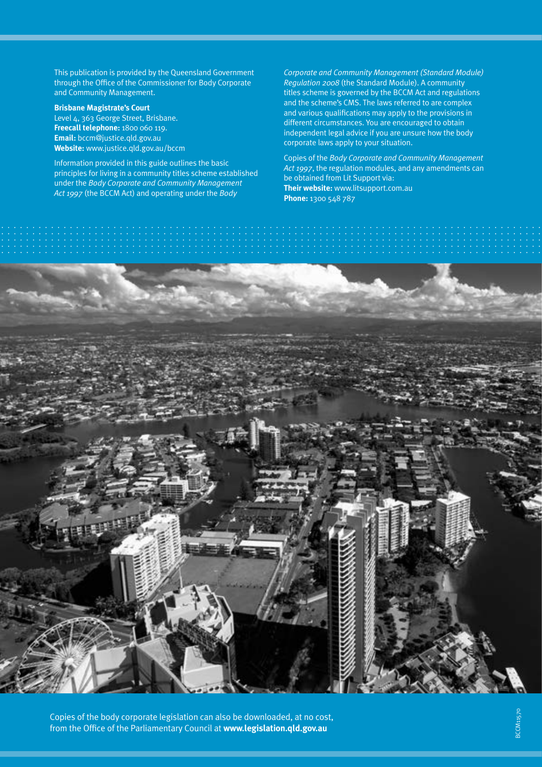This publication is provided by the Queensland Government through the Office of the Commissioner for Body Corporate and Community Management.

**Brisbane Magistrate's Court**
Level 4, 363 George Street, Brisbane.
**Freecall telephone:** 1800 060 119.
**Email:** bccm@justice.qld.gov.au
**Website:** www.justice.qld.gov.au/bccm

Information provided in this guide outlines the basic principles for living in a community titles scheme established under the *Body Corporate and Community Management Act 1997* (the BCCM Act) and operating under the *Body Corporate and Community Management (Standard Module) Regulation 2008* (the Standard Module). A community titles scheme is governed by the BCCM Act and regulations and the scheme's CMS. The laws referred to are complex and various qualifications may apply to the provisions in different circumstances. You are encouraged to obtain independent legal advice if you are unsure how the body corporate laws apply to your situation.

Copies of the *Body Corporate and Community Management Act 1997*, the regulation modules, and any amendments can be obtained from Lit Support via:
**Their website:** www.litsupport.com.au
**Phone:** 1300 548 787

Copies of the body corporate legislation can also be downloaded, at no cost, from the Office of the Parliamentary Council at **www.legislation.qld.gov.au**

BCCM11570